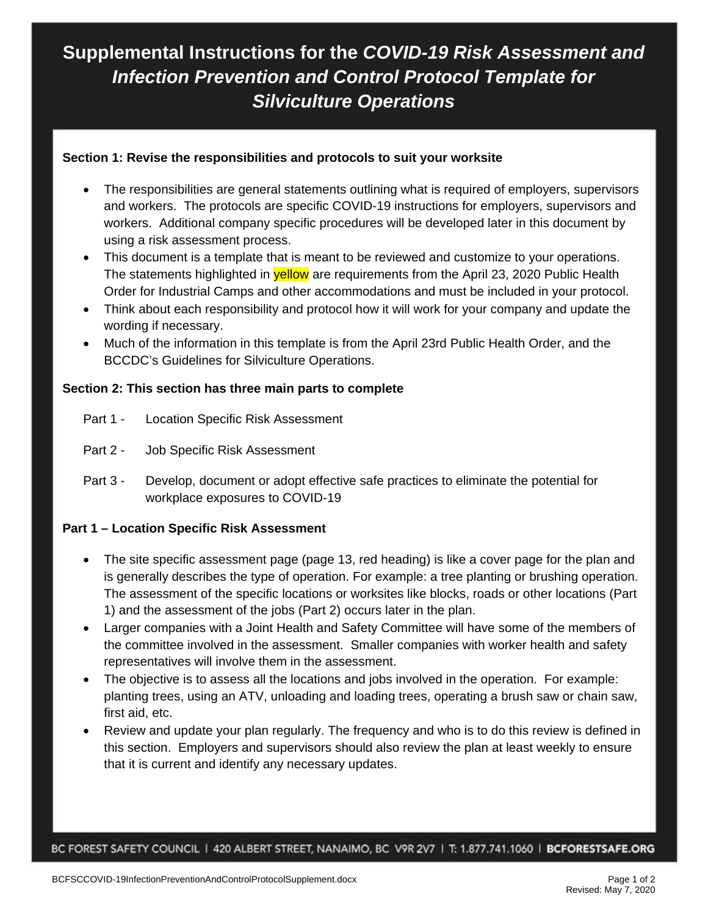# Supplemental Instructions for the *COVID-19 Risk Assessment and Infection Prevention and Control Protocol Template for Silviculture Operations*

**Section 1: Revise the responsibilities and protocols to suit your worksite**

- The responsibilities are general statements outlining what is required of employers, supervisors and workers. The protocols are specific COVID-19 instructions for employers, supervisors and workers. Additional company specific procedures will be developed later in this document by using a risk assessment process.
- This document is a template that is meant to be reviewed and customize to your operations. The statements highlighted in yellow are requirements from the April 23, 2020 Public Health Order for Industrial Camps and other accommodations and must be included in your protocol.
- Think about each responsibility and protocol how it will work for your company and update the wording if necessary.
- Much of the information in this template is from the April 23rd Public Health Order, and the BCCDC's Guidelines for Silviculture Operations.

**Section 2: This section has three main parts to complete**

Part 1 - Location Specific Risk Assessment

Part 2 - Job Specific Risk Assessment

Part 3 - Develop, document or adopt effective safe practices to eliminate the potential for workplace exposures to COVID-19

**Part 1 – Location Specific Risk Assessment**

- The site specific assessment page (page 13, red heading) is like a cover page for the plan and is generally describes the type of operation. For example: a tree planting or brushing operation. The assessment of the specific locations or worksites like blocks, roads or other locations (Part 1) and the assessment of the jobs (Part 2) occurs later in the plan.
- Larger companies with a Joint Health and Safety Committee will have some of the members of the committee involved in the assessment. Smaller companies with worker health and safety representatives will involve them in the assessment.
- The objective is to assess all the locations and jobs involved in the operation. For example: planting trees, using an ATV, unloading and loading trees, operating a brush saw or chain saw, first aid, etc.
- Review and update your plan regularly. The frequency and who is to do this review is defined in this section. Employers and supervisors should also review the plan at least weekly to ensure that it is current and identify any necessary updates.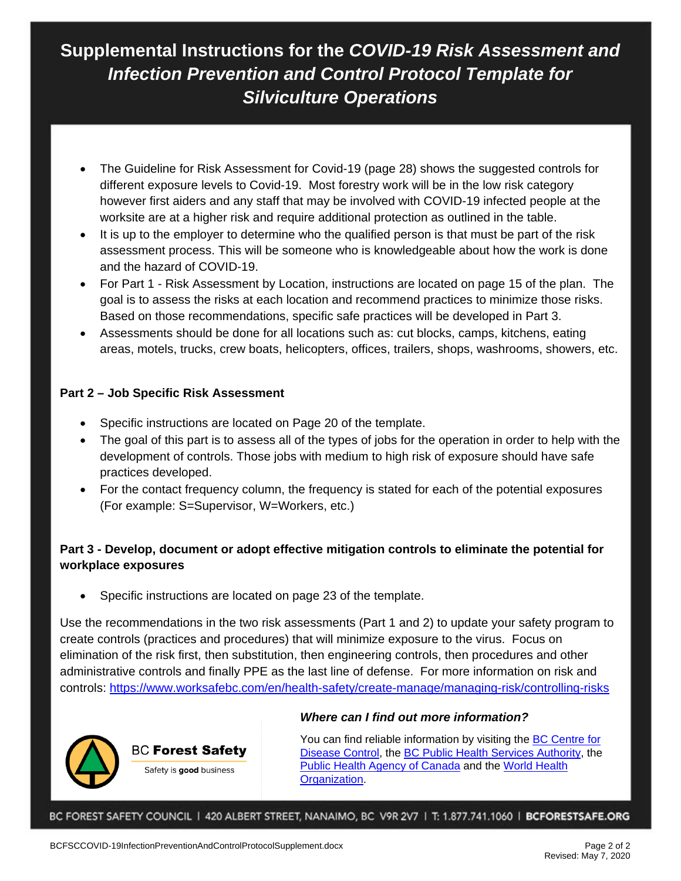# Supplemental Instructions for the *COVID-19 Risk Assessment and Infection Prevention and Control Protocol Template for Silviculture Operations*

- The Guideline for Risk Assessment for Covid-19 (page 28) shows the suggested controls for different exposure levels to Covid-19. Most forestry work will be in the low risk category however first aiders and any staff that may be involved with COVID-19 infected people at the worksite are at a higher risk and require additional protection as outlined in the table.
- It is up to the employer to determine who the qualified person is that must be part of the risk assessment process. This will be someone who is knowledgeable about how the work is done and the hazard of COVID-19.
- For Part 1 - Risk Assessment by Location, instructions are located on page 15 of the plan. The goal is to assess the risks at each location and recommend practices to minimize those risks. Based on those recommendations, specific safe practices will be developed in Part 3.
- Assessments should be done for all locations such as: cut blocks, camps, kitchens, eating areas, motels, trucks, crew boats, helicopters, offices, trailers, shops, washrooms, showers, etc.

**Part 2 – Job Specific Risk Assessment**

- Specific instructions are located on Page 20 of the template.
- The goal of this part is to assess all of the types of jobs for the operation in order to help with the development of controls. Those jobs with medium to high risk of exposure should have safe practices developed.
- For the contact frequency column, the frequency is stated for each of the potential exposures (For example: S=Supervisor, W=Workers, etc.)

**Part 3 - Develop, document or adopt effective mitigation controls to eliminate the potential for workplace exposures**

- Specific instructions are located on page 23 of the template.

Use the recommendations in the two risk assessments (Part 1 and 2) to update your safety program to create controls (practices and procedures) that will minimize exposure to the virus. Focus on elimination of the risk first, then substitution, then engineering controls, then procedures and other administrative controls and finally PPE as the last line of defense. For more information on risk and controls: https://www.worksafebc.com/en/health-safety/create-manage/managing-risk/controlling-risks

BC **Forest Safety**

Safety is **good** business

***Where can I find out more information?***

You can find reliable information by visiting the BC Centre for Disease Control, the BC Public Health Services Authority, the Public Health Agency of Canada and the World Health Organization.

BC FOREST SAFETY COUNCIL | 420 ALBERT STREET, NANAIMO, BC V9R 2V7 | T: 1.877.741.1060 | **BCFORESTSAFE.ORG**

BCFSCCOVID-19InfectionPreventionAndControlProtocolSupplement.docx

Revised: May 7, 2020